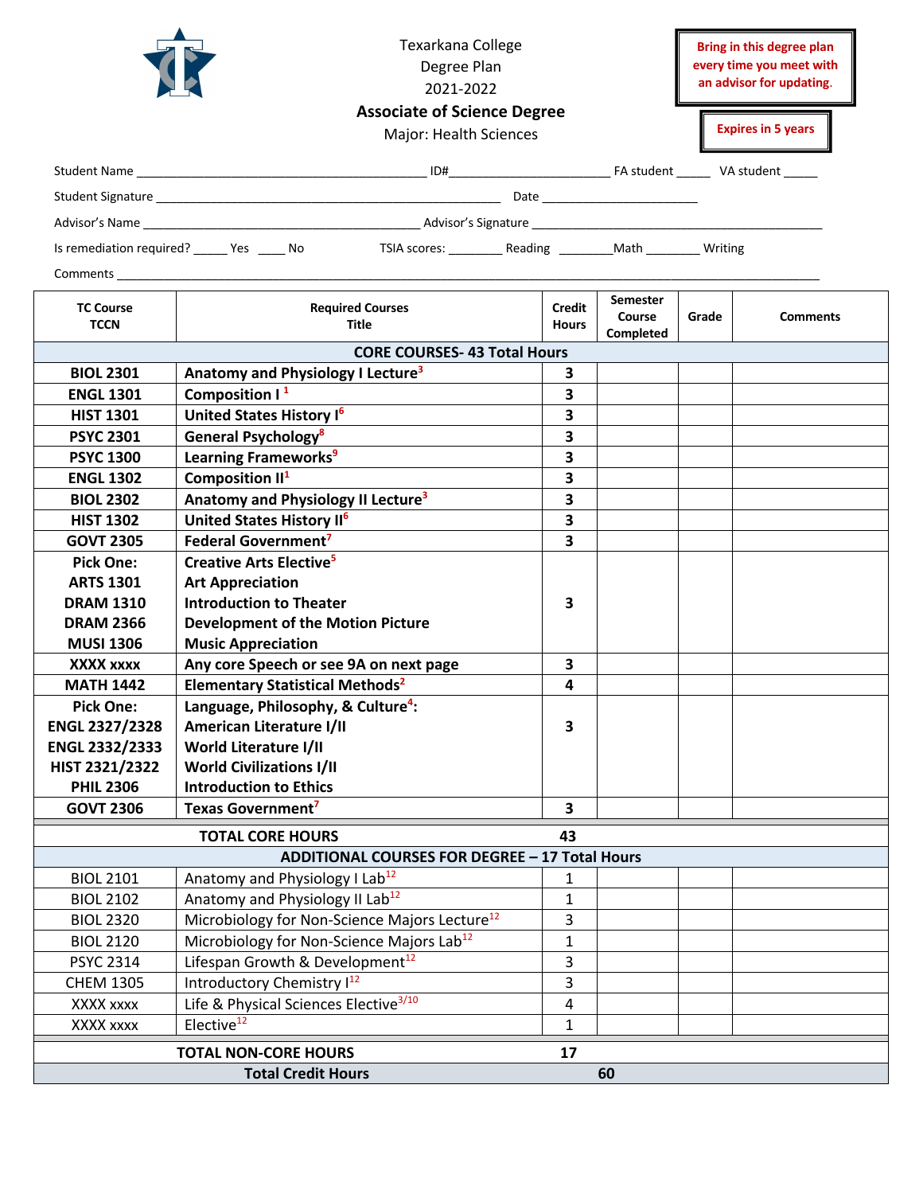Texarkana College
Degree Plan
2021-2022

**Associate of Science Degree**

Major: Health Sciences

**Bring in this degree plan every time you meet with an advisor for updating.**

**Expires in 5 years**

Student Name ______________________________ ID#__________________ FA student _____ VA student _____

Student Signature ______________________________ Date __________________

Advisor's Name ______________________________ Advisor's Signature ______________________________

Is remediation required? _____ Yes ____ No TSIA scores: ________ Reading ________Math ________ Writing

Comments ____________________________________________________________

| TC Course TCCN | Required Courses Title | Credit Hours | Semester Course Completed | Grade | Comments |
|---|---|---|---|---|---|
| **CORE COURSES- 43 Total Hours** | | | | | |
| **BIOL 2301** | **Anatomy and Physiology I Lecture[3]** | **3** | | | |
| **ENGL 1301** | **Composition I [1]** | **3** | | | |
| **HIST 1301** | **United States History I[6]** | **3** | | | |
| **PSYC 2301** | **General Psychology[8]** | **3** | | | |
| **PSYC 1300** | **Learning Frameworks[9]** | **3** | | | |
| **ENGL 1302** | **Composition II[1]** | **3** | | | |
| **BIOL 2302** | **Anatomy and Physiology II Lecture[3]** | **3** | | | |
| **HIST 1302** | **United States History II[6]** | **3** | | | |
| **GOVT 2305** | **Federal Government[7]** | **3** | | | |
| **Pick One:**<br>**ARTS 1301**<br>**DRAM 1310**<br>**DRAM 2366**<br>**MUSI 1306** | **Creative Arts Elective[5]**<br>**Art Appreciation**<br>**Introduction to Theater**<br>**Development of the Motion Picture**<br>**Music Appreciation** | **3** | | | |
| **XXXX xxxx** | **Any core Speech or see 9A on next page** | **3** | | | |
| **MATH 1442** | **Elementary Statistical Methods[2]** | **4** | | | |
| **Pick One:**<br>**ENGL 2327/2328**<br>**ENGL 2332/2333**<br>**HIST 2321/2322**<br>**PHIL 2306** | **Language, Philosophy, & Culture[4]:**<br>**American Literature I/II**<br>**World Literature I/II**<br>**World Civilizations I/II**<br>**Introduction to Ethics** | **3** | | | |
| **GOVT 2306** | **Texas Government[7]** | **3** | | | |
| | **TOTAL CORE HOURS** | **43** | | | |
| **ADDITIONAL COURSES FOR DEGREE – 17 Total Hours** | | | | | |
| BIOL 2101 | Anatomy and Physiology I Lab[12] | 1 | | | |
| BIOL 2102 | Anatomy and Physiology II Lab[12] | 1 | | | |
| BIOL 2320 | Microbiology for Non-Science Majors Lecture[12] | 3 | | | |
| BIOL 2120 | Microbiology for Non-Science Majors Lab[12] | 1 | | | |
| PSYC 2314 | Lifespan Growth & Development[12] | 3 | | | |
| CHEM 1305 | Introductory Chemistry I[12] | 3 | | | |
| XXXX xxxx | Life & Physical Sciences Elective[3/10] | 4 | | | |
| XXXX xxxx | Elective[12] | 1 | | | |
| | **TOTAL NON-CORE HOURS** | **17** | | | |
| | **Total Credit Hours** | **60** | | | |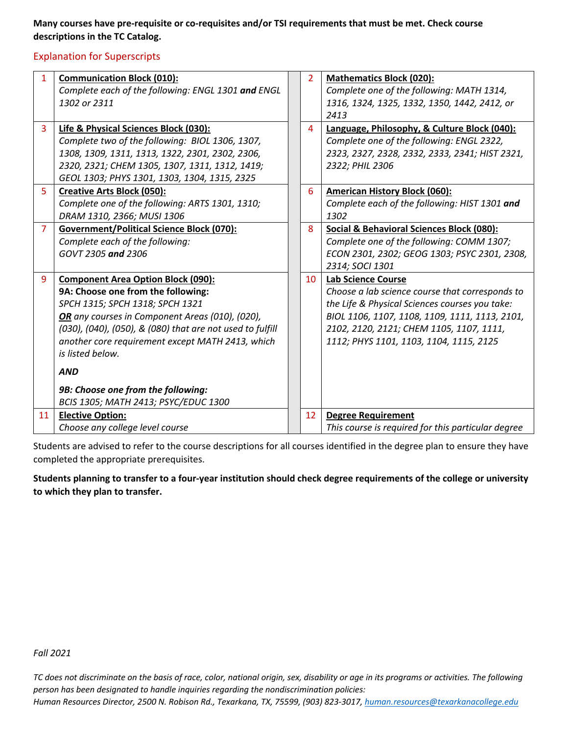**Many courses have pre-requisite or co-requisites and/or TSI requirements that must be met. Check course descriptions in the TC Catalog.**

## Explanation for Superscripts

| | | | |
|---|---|---|---|
| 1 | **Communication Block (010):** *Complete each of the following: ENGL 1301* ***and*** *ENGL 1302 or 2311* | 2 | **Mathematics Block (020):** *Complete one of the following: MATH 1314, 1316, 1324, 1325, 1332, 1350, 1442, 2412, or 2413* |
| 3 | **Life & Physical Sciences Block (030):** *Complete two of the following: BIOL 1306, 1307, 1308, 1309, 1311, 1313, 1322, 2301, 2302, 2306, 2320, 2321; CHEM 1305, 1307, 1311, 1312, 1419; GEOL 1303; PHYS 1301, 1303, 1304, 1315, 2325* | 4 | **Language, Philosophy, & Culture Block (040):** *Complete one of the following: ENGL 2322, 2323, 2327, 2328, 2332, 2333, 2341; HIST 2321, 2322; PHIL 2306* |
| 5 | **Creative Arts Block (050):** *Complete one of the following: ARTS 1301, 1310; DRAM 1310, 2366; MUSI 1306* | 6 | **American History Block (060):** *Complete each of the following: HIST 1301* ***and*** *1302* |
| 7 | **Government/Political Science Block (070):** *Complete each of the following: GOVT 2305* ***and*** *2306* | 8 | **Social & Behavioral Sciences Block (080):** *Complete one of the following: COMM 1307; ECON 2301, 2302; GEOG 1303; PSYC 2301, 2308, 2314; SOCI 1301* |
| 9 | **Component Area Option Block (090):** **9A: Choose one from the following:** *SPCH 1315; SPCH 1318; SPCH 1321* ***OR*** *any courses in Component Areas (010), (020), (030), (040), (050), & (080) that are not used to fulfill another core requirement except MATH 2413, which is listed below.* ***AND*** ***9B: Choose one from the following:*** *BCIS 1305; MATH 2413; PSYC/EDUC 1300* | 10 | **Lab Science Course** *Choose a lab science course that corresponds to the Life & Physical Sciences courses you take: BIOL 1106, 1107, 1108, 1109, 1111, 1113, 2101, 2102, 2120, 2121; CHEM 1105, 1107, 1111, 1112; PHYS 1101, 1103, 1104, 1115, 2125* |
| 11 | **Elective Option:** *Choose any college level course* | 12 | **Degree Requirement** *This course is required for this particular degree* |

Students are advised to refer to the course descriptions for all courses identified in the degree plan to ensure they have completed the appropriate prerequisites.

**Students planning to transfer to a four-year institution should check degree requirements of the college or university to which they plan to transfer.**

*Fall 2021*

*TC does not discriminate on the basis of race, color, national origin, sex, disability or age in its programs or activities. The following person has been designated to handle inquiries regarding the nondiscrimination policies: Human Resources Director, 2500 N. Robison Rd., Texarkana, TX, 75599, (903) 823-3017, human.resources@texarkanacollege.edu*